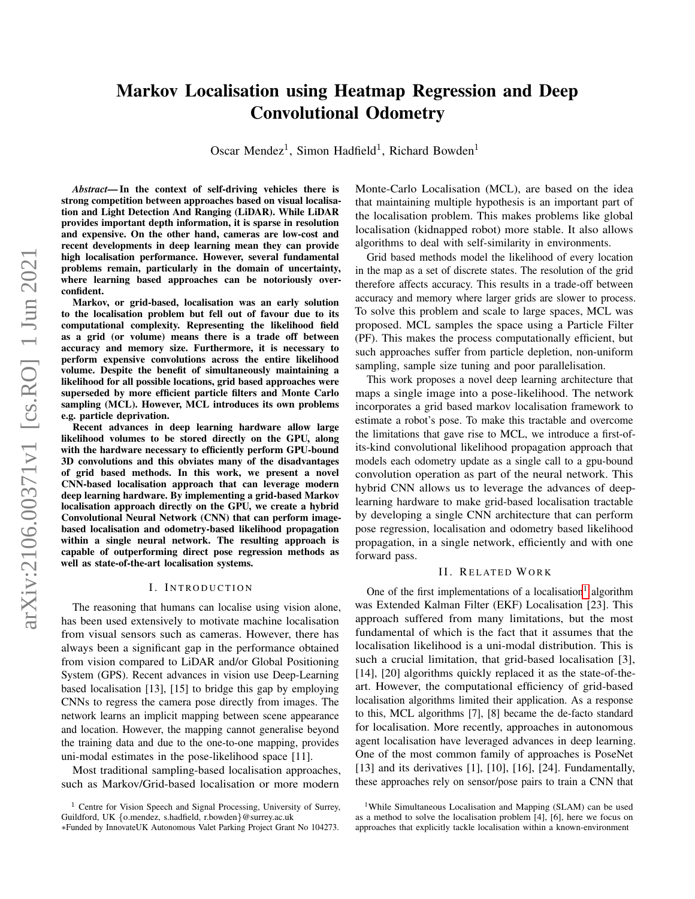# Markov Localisation using Heatmap Regression and Deep Convolutional Odometry

Oscar Mendez[1], Simon Hadfield[1], Richard Bowden[1]

***Abstract*— In the context of self-driving vehicles there is strong competition between approaches based on visual localisation and Light Detection And Ranging (LiDAR). While LiDAR provides important depth information, it is sparse in resolution and expensive. On the other hand, cameras are low-cost and recent developments in deep learning mean they can provide high localisation performance. However, several fundamental problems remain, particularly in the domain of uncertainty, where learning based approaches can be notoriously over-confident.**

**Markov, or grid-based, localisation was an early solution to the localisation problem but fell out of favour due to its computational complexity. Representing the likelihood field as a grid (or volume) means there is a trade off between accuracy and memory size. Furthermore, it is necessary to perform expensive convolutions across the entire likelihood volume. Despite the benefit of simultaneously maintaining a likelihood for all possible locations, grid based approaches were superseded by more efficient particle filters and Monte Carlo sampling (MCL). However, MCL introduces its own problems e.g. particle deprivation.**

**Recent advances in deep learning hardware allow large likelihood volumes to be stored directly on the GPU, along with the hardware necessary to efficiently perform GPU-bound 3D convolutions and this obviates many of the disadvantages of grid based methods. In this work, we present a novel CNN-based localisation approach that can leverage modern deep learning hardware. By implementing a grid-based Markov localisation approach directly on the GPU, we create a hybrid Convolutional Neural Network (CNN) that can perform image-based localisation and odometry-based likelihood propagation within a single neural network. The resulting approach is capable of outperforming direct pose regression methods as well as state-of-the-art localisation systems.**

## I. Introduction

The reasoning that humans can localise using vision alone, has been used extensively to motivate machine localisation from visual sensors such as cameras. However, there has always been a significant gap in the performance obtained from vision compared to LiDAR and/or Global Positioning System (GPS). Recent advances in vision use Deep-Learning based localisation [13], [15] to bridge this gap by employing CNNs to regress the camera pose directly from images. The network learns an implicit mapping between scene appearance and location. However, the mapping cannot generalise beyond the training data and due to the one-to-one mapping, provides uni-modal estimates in the pose-likelihood space [11].

Most traditional sampling-based localisation approaches, such as Markov/Grid-based localisation or more modern Monte-Carlo Localisation (MCL), are based on the idea that maintaining multiple hypothesis is an important part of the localisation problem. This makes problems like global localisation (kidnapped robot) more stable. It also allows algorithms to deal with self-similarity in environments.

Grid based methods model the likelihood of every location in the map as a set of discrete states. The resolution of the grid therefore affects accuracy. This results in a trade-off between accuracy and memory where larger grids are slower to process. To solve this problem and scale to large spaces, MCL was proposed. MCL samples the space using a Particle Filter (PF). This makes the process computationally efficient, but such approaches suffer from particle depletion, non-uniform sampling, sample size tuning and poor parallelisation.

This work proposes a novel deep learning architecture that maps a single image into a pose-likelihood. The network incorporates a grid based markov localisation framework to estimate a robot's pose. To make this tractable and overcome the limitations that gave rise to MCL, we introduce a first-of-its-kind convolutional likelihood propagation approach that models each odometry update as a single call to a gpu-bound convolution operation as part of the neural network. This hybrid CNN allows us to leverage the advances of deep-learning hardware to make grid-based localisation tractable by developing a single CNN architecture that can perform pose regression, localisation and odometry based likelihood propagation, in a single network, efficiently and with one forward pass.

## II. Related Work

One of the first implementations of a localisation[1] algorithm was Extended Kalman Filter (EKF) Localisation [23]. This approach suffered from many limitations, but the most fundamental of which is the fact that it assumes that the localisation likelihood is a uni-modal distribution. This is such a crucial limitation, that grid-based localisation [3], [14], [20] algorithms quickly replaced it as the state-of-the-art. However, the computational efficiency of grid-based localisation algorithms limited their application. As a response to this, MCL algorithms [7], [8] became the de-facto standard for localisation. More recently, approaches in autonomous agent localisation have leveraged advances in deep learning. One of the most common family of approaches is PoseNet [13] and its derivatives [1], [10], [16], [24]. Fundamentally, these approaches rely on sensor/pose pairs to train a CNN that

[1] Centre for Vision Speech and Signal Processing, University of Surrey, Guildford, UK {o.mendez, s.hadfield, r.bowden}@surrey.ac.uk

*Funded by InnovateUK Autonomous Valet Parking Project Grant No 104273.

[1]While Simultaneous Localisation and Mapping (SLAM) can be used as a method to solve the localisation problem [4], [6], here we focus on approaches that explicitly tackle localisation within a known-environment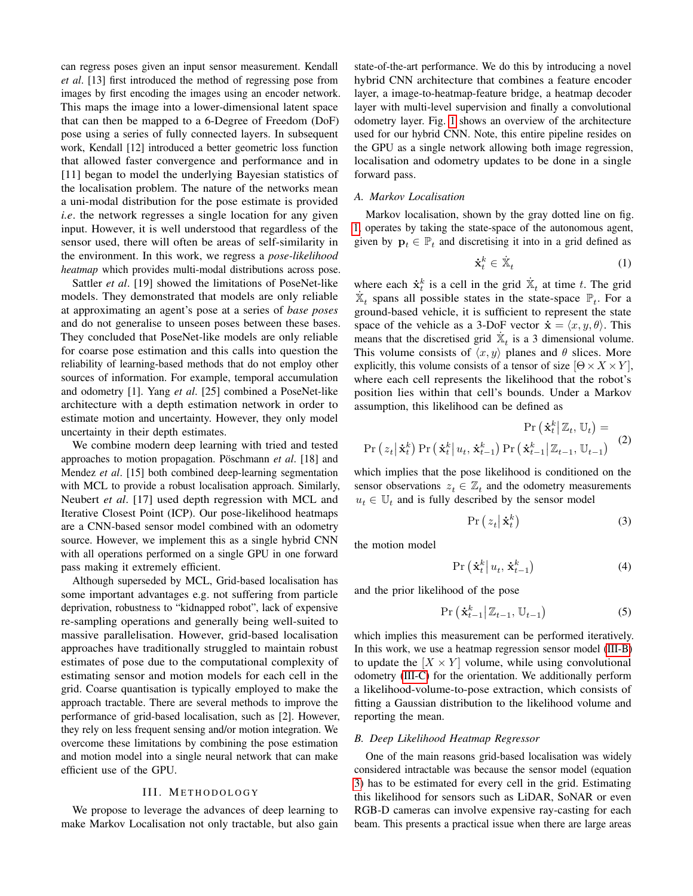can regress poses given an input sensor measurement. Kendall *et al*. [13] first introduced the method of regressing pose from images by first encoding the images using an encoder network. This maps the image into a lower-dimensional latent space that can then be mapped to a 6-Degree of Freedom (DoF) pose using a series of fully connected layers. In subsequent work, Kendall [12] introduced a better geometric loss function that allowed faster convergence and performance and in [11] began to model the underlying Bayesian statistics of the localisation problem. The nature of the networks mean a uni-modal distribution for the pose estimate is provided *i.e*. the network regresses a single location for any given input. However, it is well understood that regardless of the sensor used, there will often be areas of self-similarity in the environment. In this work, we regress a *pose-likelihood heatmap* which provides multi-modal distributions across pose.

Sattler *et al*. [19] showed the limitations of PoseNet-like models. They demonstrated that models are only reliable at approximating an agent's pose at a series of *base poses* and do not generalise to unseen poses between these bases. They concluded that PoseNet-like models are only reliable for coarse pose estimation and this calls into question the reliability of learning-based methods that do not employ other sources of information. For example, temporal accumulation and odometry [1]. Yang *et al*. [25] combined a PoseNet-like architecture with a depth estimation network in order to estimate motion and uncertainty. However, they only model uncertainty in their depth estimates.

We combine modern deep learning with tried and tested approaches to motion propagation. Pöschmann *et al*. [18] and Mendez *et al*. [15] both combined deep-learning segmentation with MCL to provide a robust localisation approach. Similarly, Neubert *et al*. [17] used depth regression with MCL and Iterative Closest Point (ICP). Our pose-likelihood heatmaps are a CNN-based sensor model combined with an odometry source. However, we implement this as a single hybrid CNN with all operations performed on a single GPU in one forward pass making it extremely efficient.

Although superseded by MCL, Grid-based localisation has some important advantages e.g. not suffering from particle deprivation, robustness to "kidnapped robot", lack of expensive re-sampling operations and generally being well-suited to massive parallelisation. However, grid-based localisation approaches have traditionally struggled to maintain robust estimates of pose due to the computational complexity of estimating sensor and motion models for each cell in the grid. Coarse quantisation is typically employed to make the approach tractable. There are several methods to improve the performance of grid-based localisation, such as [2]. However, they rely on less frequent sensing and/or motion integration. We overcome these limitations by combining the pose estimation and motion model into a single neural network that can make efficient use of the GPU.

## III. METHODOLOGY

We propose to leverage the advances of deep learning to make Markov Localisation not only tractable, but also gain state-of-the-art performance. We do this by introducing a novel hybrid CNN architecture that combines a feature encoder layer, a image-to-heatmap-feature bridge, a heatmap decoder layer with multi-level supervision and finally a convolutional odometry layer. Fig. 1 shows an overview of the architecture used for our hybrid CNN. Note, this entire pipeline resides on the GPU as a single network allowing both image regression, localisation and odometry updates to be done in a single forward pass.

### A. Markov Localisation

Markov localisation, shown by the gray dotted line on fig. 1, operates by taking the state-space of the autonomous agent, given by $\mathbf{p}_t \in \mathbb{P}_t$ and discretising it into in a grid defined as

$$\dot{\mathbf{x}}_t^k \in \dot{\mathbb{X}}_t \tag{1}$$

where each $\dot{\mathbf{x}}_t^k$ is a cell in the grid $\dot{\mathbb{X}}_t$ at time $t$. The grid $\dot{\mathbb{X}}_t$ spans all possible states in the state-space $\mathbb{P}_t$. For a ground-based vehicle, it is sufficient to represent the state space of the vehicle as a 3-DoF vector $\dot{\mathbf{x}} = \langle x, y, \theta \rangle$. This means that the discretised grid $\dot{\mathbb{X}}_t$ is a 3 dimensional volume. This volume consists of $\langle x, y \rangle$ planes and $\theta$ slices. More explicitly, this volume consists of a tensor of size $[\Theta \times X \times Y]$, where each cell represents the likelihood that the robot's position lies within that cell's bounds. Under a Markov assumption, this likelihood can be defined as

$$\begin{aligned} &\Pr\left(\dot{\mathbf{x}}_t^k \middle| \mathbb{Z}_t, \mathbb{U}_t\right) = \\ \Pr\left(z_t \middle| \dot{\mathbf{x}}_t^k\right) &\Pr\left(\dot{\mathbf{x}}_t^k \middle| u_t, \dot{\mathbf{x}}_{t-1}^k\right) \Pr\left(\dot{\mathbf{x}}_{t-1}^k \middle| \mathbb{Z}_{t-1}, \mathbb{U}_{t-1}\right) \end{aligned} \tag{2}$$

which implies that the pose likelihood is conditioned on the sensor observations $z_t \in \mathbb{Z}_t$ and the odometry measurements $u_t \in \mathbb{U}_t$ and is fully described by the sensor model

$$\Pr\left(z_t \middle| \dot{\mathbf{x}}_t^k\right) \tag{3}$$

the motion model

$$\Pr\left(\dot{\mathbf{x}}_t^k \middle| u_t, \dot{\mathbf{x}}_{t-1}^k\right) \tag{4}$$

and the prior likelihood of the pose

$$\Pr\left(\dot{\mathbf{x}}_{t-1}^k \middle| \mathbb{Z}_{t-1}, \mathbb{U}_{t-1}\right) \tag{5}$$

which implies this measurement can be performed iteratively. In this work, we use a heatmap regression sensor model (III-B) to update the $[X \times Y]$ volume, while using convolutional odometry (III-C) for the orientation. We additionally perform a likelihood-volume-to-pose extraction, which consists of fitting a Gaussian distribution to the likelihood volume and reporting the mean.

### B. Deep Likelihood Heatmap Regressor

One of the main reasons grid-based localisation was widely considered intractable was because the sensor model (equation 3) has to be estimated for every cell in the grid. Estimating this likelihood for sensors such as LiDAR, SoNAR or even RGB-D cameras can involve expensive ray-casting for each beam. This presents a practical issue when there are large areas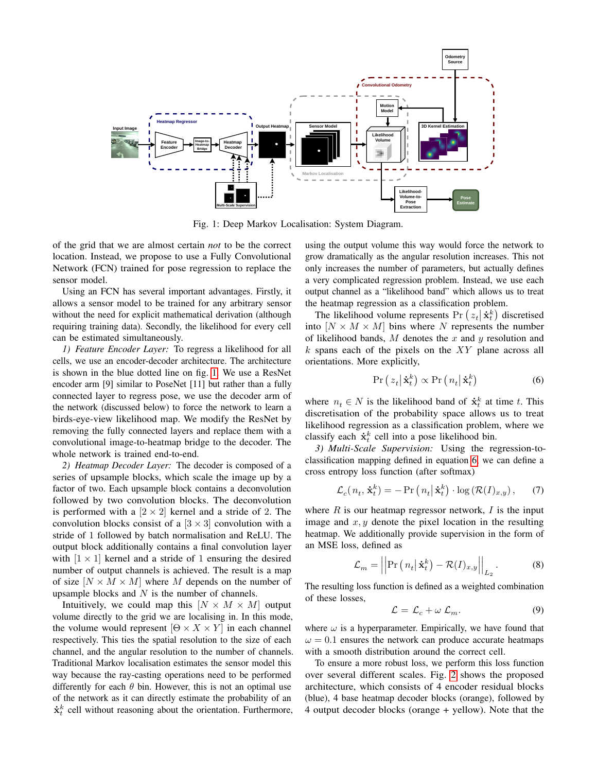Fig. 1: Deep Markov Localisation: System Diagram.

of the grid that we are almost certain *not* to be the correct location. Instead, we propose to use a Fully Convolutional Network (FCN) trained for pose regression to replace the sensor model.

Using an FCN has several important advantages. Firstly, it allows a sensor model to be trained for any arbitrary sensor without the need for explicit mathematical derivation (although requiring training data). Secondly, the likelihood for every cell can be estimated simultaneously.

*1) Feature Encoder Layer:* To regress a likelihood for all cells, we use an encoder-decoder architecture. The architecture is shown in the blue dotted line on fig. 1. We use a ResNet encoder arm [9] similar to PoseNet [11] but rather than a fully connected layer to regress pose, we use the decoder arm of the network (discussed below) to force the network to learn a birds-eye-view likelihood map. We modify the ResNet by removing the fully connected layers and replace them with a convolutional image-to-heatmap bridge to the decoder. The whole network is trained end-to-end.

*2) Heatmap Decoder Layer:* The decoder is composed of a series of upsample blocks, which scale the image up by a factor of two. Each upsample block contains a deconvolution followed by two convolution blocks. The deconvolution is performed with a $[2 \times 2]$ kernel and a stride of 2. The convolution blocks consist of a $[3 \times 3]$ convolution with a stride of 1 followed by batch normalisation and ReLU. The output block additionally contains a final convolution layer with $[1 \times 1]$ kernel and a stride of 1 ensuring the desired number of output channels is achieved. The result is a map of size $[N \times M \times M]$ where $M$ depends on the number of upsample blocks and $N$ is the number of channels.

Intuitively, we could map this $[N \times M \times M]$ output volume directly to the grid we are localising in. In this mode, the volume would represent $[\Theta \times X \times Y]$ in each channel respectively. This ties the spatial resolution to the size of each channel, and the angular resolution to the number of channels. Traditional Markov localisation estimates the sensor model this way because the ray-casting operations need to be performed differently for each $\theta$ bin. However, this is not an optimal use of the network as it can directly estimate the probability of an $\dot{\mathbf{x}}_t^k$ cell without reasoning about the orientation. Furthermore, using the output volume this way would force the network to grow dramatically as the angular resolution increases. This not only increases the number of parameters, but actually defines a very complicated regression problem. Instead, we use each output channel as a "likelihood band" which allows us to treat the heatmap regression as a classification problem.

The likelihood volume represents $\Pr\left(z_t \middle| \dot{\mathbf{x}}_t^k\right)$ discretised into $[N \times M \times M]$ bins where $N$ represents the number of likelihood bands, $M$ denotes the $x$ and $y$ resolution and $k$ spans each of the pixels on the $XY$ plane across all orientations. More explicitly,

$$\Pr\left(z_t \middle| \dot{\mathbf{x}}_t^k\right) \propto \Pr\left(n_t \middle| \dot{\mathbf{x}}_t^k\right) \tag{6}$$

where $n_t \in N$ is the likelihood band of $\dot{\mathbf{x}}_t^k$ at time $t$. This discretisation of the probability space allows us to treat likelihood regression as a classification problem, where we classify each $\dot{\mathbf{x}}_t^k$ cell into a pose likelihood bin.

*3) Multi-Scale Supervision:* Using the regression-to-classification mapping defined in equation 6, we can define a cross entropy loss function (after softmax)

$$\mathcal{L}_c(n_t, \dot{\mathbf{x}}_t^k) = -\Pr\left(n_t \middle| \dot{\mathbf{x}}_t^k\right) \cdot \log\left(\mathcal{R}(I)_{x,y}\right), \tag{7}$$

where $R$ is our heatmap regressor network, $I$ is the input image and $x, y$ denote the pixel location in the resulting heatmap. We additionally provide supervision in the form of an MSE loss, defined as

$$\mathcal{L}_m = \left|\left|\Pr\left(n_t \middle| \dot{\mathbf{x}}_t^k\right) - \mathcal{R}(I)_{x,y}\right|\right|_{L_2}. \tag{8}$$

The resulting loss function is defined as a weighted combination of these losses,

$$\mathcal{L} = \mathcal{L}_c + \omega\, \mathcal{L}_m. \tag{9}$$

where $\omega$ is a hyperparameter. Empirically, we have found that $\omega = 0.1$ ensures the network can produce accurate heatmaps with a smooth distribution around the correct cell.

To ensure a more robust loss, we perform this loss function over several different scales. Fig. 2 shows the proposed architecture, which consists of 4 encoder residual blocks (blue), 4 base heatmap decoder blocks (orange), followed by 4 output decoder blocks (orange + yellow). Note that the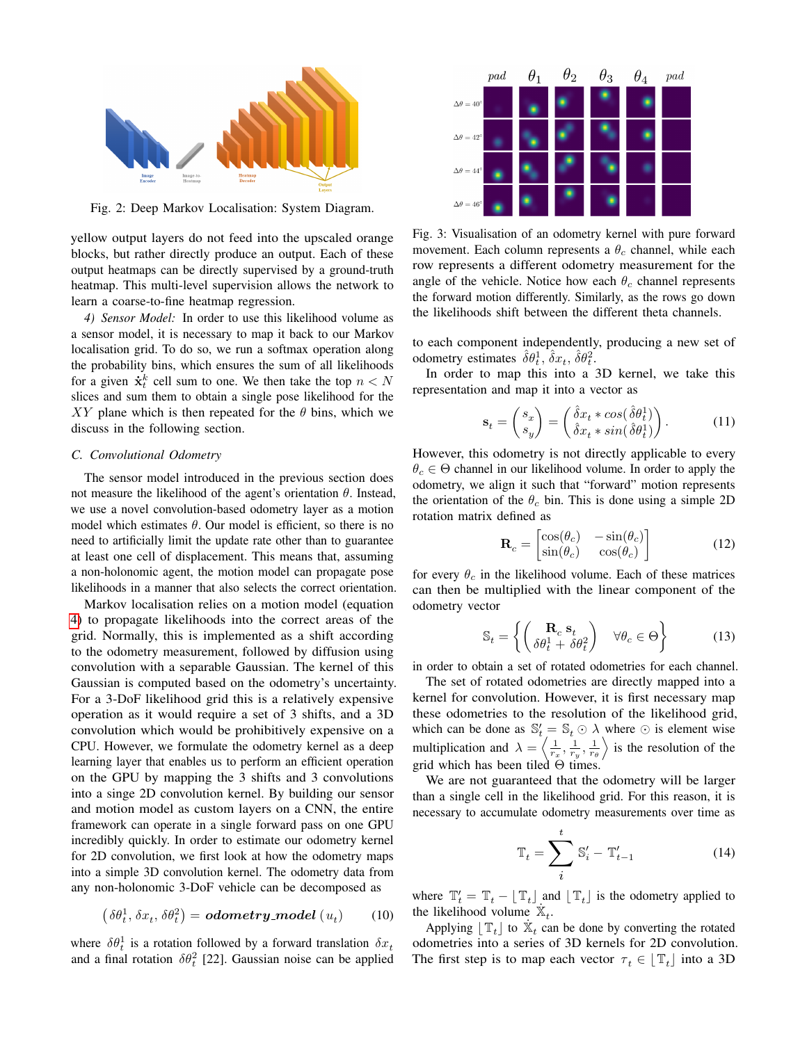Fig. 2: Deep Markov Localisation: System Diagram.

yellow output layers do not feed into the upscaled orange blocks, but rather directly produce an output. Each of these output heatmaps can be directly supervised by a ground-truth heatmap. This multi-level supervision allows the network to learn a coarse-to-fine heatmap regression.

*4) Sensor Model:* In order to use this likelihood volume as a sensor model, it is necessary to map it back to our Markov localisation grid. To do so, we run a softmax operation along the probability bins, which ensures the sum of all likelihoods for a given $\dot{\mathbf{x}}_t^k$ cell sum to one. We then take the top $n < N$ slices and sum them to obtain a single pose likelihood for the $XY$ plane which is then repeated for the $\theta$ bins, which we discuss in the following section.

### C. Convolutional Odometry

The sensor model introduced in the previous section does not measure the likelihood of the agent's orientation $\theta$. Instead, we use a novel convolution-based odometry layer as a motion model which estimates $\theta$. Our model is efficient, so there is no need to artificially limit the update rate other than to guarantee at least one cell of displacement. This means that, assuming a non-holonomic agent, the motion model can propagate pose likelihoods in a manner that also selects the correct orientation.

Markov localisation relies on a motion model (equation 4) to propagate likelihoods into the correct areas of the grid. Normally, this is implemented as a shift according to the odometry measurement, followed by diffusion using convolution with a separable Gaussian. The kernel of this Gaussian is computed based on the odometry's uncertainty. For a 3-DoF likelihood grid this is a relatively expensive operation as it would require a set of 3 shifts, and a 3D convolution which would be prohibitively expensive on a CPU. However, we formulate the odometry kernel as a deep learning layer that enables us to perform an efficient operation on the GPU by mapping the 3 shifts and 3 convolutions into a singe 2D convolution kernel. By building our sensor and motion model as custom layers on a CNN, the entire framework can operate in a single forward pass on one GPU incredibly quickly. In order to estimate our odometry kernel for 2D convolution, we first look at how the odometry maps into a simple 3D convolution kernel. The odometry data from any non-holonomic 3-DoF vehicle can be decomposed as

$$\left(\delta\theta_t^1, \delta x_t, \delta\theta_t^2\right) = \boldsymbol{odometry\_model}\left(u_t\right) \tag{10}$$

where $\delta\theta_t^1$ is a rotation followed by a forward translation $\delta x_t$ and a final rotation $\delta\theta_t^2$ [22]. Gaussian noise can be applied to each component independently, producing a new set of odometry estimates $\hat{\delta\theta}_t^1$, $\hat{\delta x}_t$, $\hat{\delta\theta}_t^2$.

Fig. 3: Visualisation of an odometry kernel with pure forward movement. Each column represents a $\theta_c$ channel, while each row represents a different odometry measurement for the angle of the vehicle. Notice how each $\theta_c$ channel represents the forward motion differently. Similarly, as the rows go down the likelihoods shift between the different theta channels.

In order to map this into a 3D kernel, we take this representation and map it into a vector as

$$\mathbf{s}_t = \begin{pmatrix} s_x \\ s_y \end{pmatrix} = \begin{pmatrix} \hat{\delta x}_t * cos(\hat{\delta\theta}_t^1) \\ \hat{\delta x}_t * sin(\hat{\delta\theta}_t^1) \end{pmatrix}. \tag{11}$$

However, this odometry is not directly applicable to every $\theta_c \in \Theta$ channel in our likelihood volume. In order to apply the odometry, we align it such that "forward" motion represents the orientation of the $\theta_c$ bin. This is done using a simple 2D rotation matrix defined as

$$\mathbf{R}_c = \begin{bmatrix} \cos(\theta_c) & -\sin(\theta_c) \\ \sin(\theta_c) & \cos(\theta_c) \end{bmatrix} \tag{12}$$

for every $\theta_c$ in the likelihood volume. Each of these matrices can then be multiplied with the linear component of the odometry vector

$$\mathbb{S}_t = \left\{ \begin{pmatrix} \mathbf{R}_c\, \mathbf{s}_t \\ \delta\theta_t^1 + \delta\theta_t^2 \end{pmatrix} \quad \forall \theta_c \in \Theta \right\} \tag{13}$$

in order to obtain a set of rotated odometries for each channel.

The set of rotated odometries are directly mapped into a kernel for convolution. However, it is first necessary map these odometries to the resolution of the likelihood grid, which can be done as $\mathbb{S}_t' = \mathbb{S}_t \odot \lambda$ where $\odot$ is element wise multiplication and $\lambda = \left\langle \frac{1}{r_x}, \frac{1}{r_y}, \frac{1}{r_\theta} \right\rangle$ is the resolution of the grid which has been tiled $\Theta$ times.

We are not guaranteed that the odometry will be larger than a single cell in the likelihood grid. For this reason, it is necessary to accumulate odometry measurements over time as

$$\mathbb{T}_t = \sum_i^t \mathbb{S}_i' - \mathbb{T}_{t-1}' \tag{14}$$

where $\mathbb{T}_t' = \mathbb{T}_t - \lfloor \mathbb{T}_t \rfloor$ and $\lfloor \mathbb{T}_t \rfloor$ is the odometry applied to the likelihood volume $\dot{\mathbb{X}}_t$.

Applying $\lfloor \mathbb{T}_t \rfloor$ to $\dot{\mathbb{X}}_t$ can be done by converting the rotated odometries into a series of 3D kernels for 2D convolution. The first step is to map each vector $\tau_t \in \lfloor \mathbb{T}_t \rfloor$ into a 3D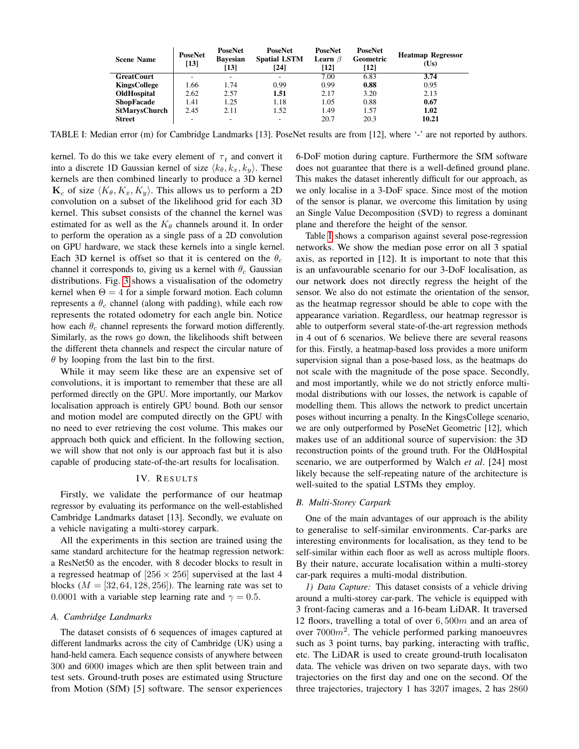| Scene Name | PoseNet [13] | PoseNet Bayesian [13] | PoseNet Spatial LSTM [24] | PoseNet Learn $\beta$ [12] | PoseNet Geometric [12] | Heatmap Regressor (Us) |
|---|---|---|---|---|---|---|
| **GreatCourt** | - | - | - | 7.00 | 6.83 | **3.74** |
| **KingsCollege** | 1.66 | 1.74 | 0.99 | 0.99 | **0.88** | 0.95 |
| **OldHospital** | 2.62 | 2.57 | **1.51** | 2.17 | 3.20 | 2.13 |
| **ShopFacade** | 1.41 | 1.25 | 1.18 | 1.05 | 0.88 | **0.67** |
| **StMarysChurch** | 2.45 | 2.11 | 1.52 | 1.49 | 1.57 | **1.02** |
| **Street** | - | - | - | 20.7 | 20.3 | **10.21** |

TABLE I: Median error (m) for Cambridge Landmarks [13]. PoseNet results are from [12], where '-' are not reported by authors.

kernel. To do this we take every element of $\tau_t$ and convert it into a discrete 1D Gaussian kernel of size $\langle k_\theta, k_x, k_y \rangle$. These kernels are then combined linearly to produce a 3D kernel $\mathbf{K}_c$ of size $\langle K_\theta, K_x, K_y \rangle$. This allows us to perform a 2D convolution on a subset of the likelihood grid for each 3D kernel. This subset consists of the channel the kernel was estimated for as well as the $K_\theta$ channels around it. In order to perform the operation as a single pass of a 2D convolution on GPU hardware, we stack these kernels into a single kernel. Each 3D kernel is offset so that it is centered on the $\theta_c$ channel it corresponds to, giving us a kernel with $\theta_c$ Gaussian distributions. Fig. 3 shows a visualisation of the odometry kernel when $\Theta = 4$ for a simple forward motion. Each column represents a $\theta_c$ channel (along with padding), while each row represents the rotated odometry for each angle bin. Notice how each $\theta_c$ channel represents the forward motion differently. Similarly, as the rows go down, the likelihoods shift between the different theta channels and respect the circular nature of $\theta$ by looping from the last bin to the first.

While it may seem like these are an expensive set of convolutions, it is important to remember that these are all performed directly on the GPU. More importantly, our Markov localisation approach is entirely GPU bound. Both our sensor and motion model are computed directly on the GPU with no need to ever retrieving the cost volume. This makes our approach both quick and efficient. In the following section, we will show that not only is our approach fast but it is also capable of producing state-of-the-art results for localisation.

## IV. Results

Firstly, we validate the performance of our heatmap regressor by evaluating its performance on the well-established Cambridge Landmarks dataset [13]. Secondly, we evaluate on a vehicle navigating a multi-storey carpark.

All the experiments in this section are trained using the same standard architecture for the heatmap regression network: a ResNet50 as the encoder, with 8 decoder blocks to result in a regressed heatmap of $[256 \times 256]$ supervised at the last 4 blocks ($M = [32, 64, 128, 256]$). The learning rate was set to $0.0001$ with a variable step learning rate and $\gamma = 0.5$.

### A. Cambridge Landmarks

The dataset consists of 6 sequences of images captured at different landmarks across the city of Cambridge (UK) using a hand-held camera. Each sequence consists of anywhere between 300 and 6000 images which are then split between train and test sets. Ground-truth poses are estimated using Structure from Motion (SfM) [5] software. The sensor experiences 6-DoF motion during capture. Furthermore the SfM software does not guarantee that there is a well-defined ground plane. This makes the dataset inherently difficult for our approach, as we only localise in a 3-DoF space. Since most of the motion of the sensor is planar, we overcome this limitation by using an Single Value Decomposition (SVD) to regress a dominant plane and therefore the height of the sensor.

Table I shows a comparison against several pose-regression networks. We show the median pose error on all 3 spatial axis, as reported in [12]. It is important to note that this is an unfavourable scenario for our 3-DoF localisation, as our network does not directly regress the height of the sensor. We also do not estimate the orientation of the sensor, as the heatmap regressor should be able to cope with the appearance variation. Regardless, our heatmap regressor is able to outperform several state-of-the-art regression methods in 4 out of 6 scenarios. We believe there are several reasons for this. Firstly, a heatmap-based loss provides a more uniform supervision signal than a pose-based loss, as the heatmaps do not scale with the magnitude of the pose space. Secondly, and most importantly, while we do not strictly enforce multi-modal distributions with our losses, the network is capable of modelling them. This allows the network to predict uncertain poses without incurring a penalty. In the KingsCollege scenario, we are only outperformed by PoseNet Geometric [12], which makes use of an additional source of supervision: the 3D reconstruction points of the ground truth. For the OldHospital scenario, we are outperformed by Walch *et al*. [24] most likely because the self-repeating nature of the architecture is well-suited to the spatial LSTMs they employ.

### B. Multi-Storey Carpark

One of the main advantages of our approach is the ability to generalise to self-similar environments. Car-parks are interesting environments for localisation, as they tend to be self-similar within each floor as well as across multiple floors. By their nature, accurate localisation within a multi-storey car-park requires a multi-modal distribution.

*1) Data Capture:* This dataset consists of a vehicle driving around a multi-storey car-park. The vehicle is equipped with 3 front-facing cameras and a 16-beam LiDAR. It traversed 12 floors, travelling a total of over $6,500m$ and an area of over $7000m^2$. The vehicle performed parking manoeuvres such as 3 point turns, bay parking, interacting with traffic, etc. The LiDAR is used to create ground-truth localisaton data. The vehicle was driven on two separate days, with two trajectories on the first day and one on the second. Of the three trajectories, trajectory 1 has 3207 images, 2 has 2860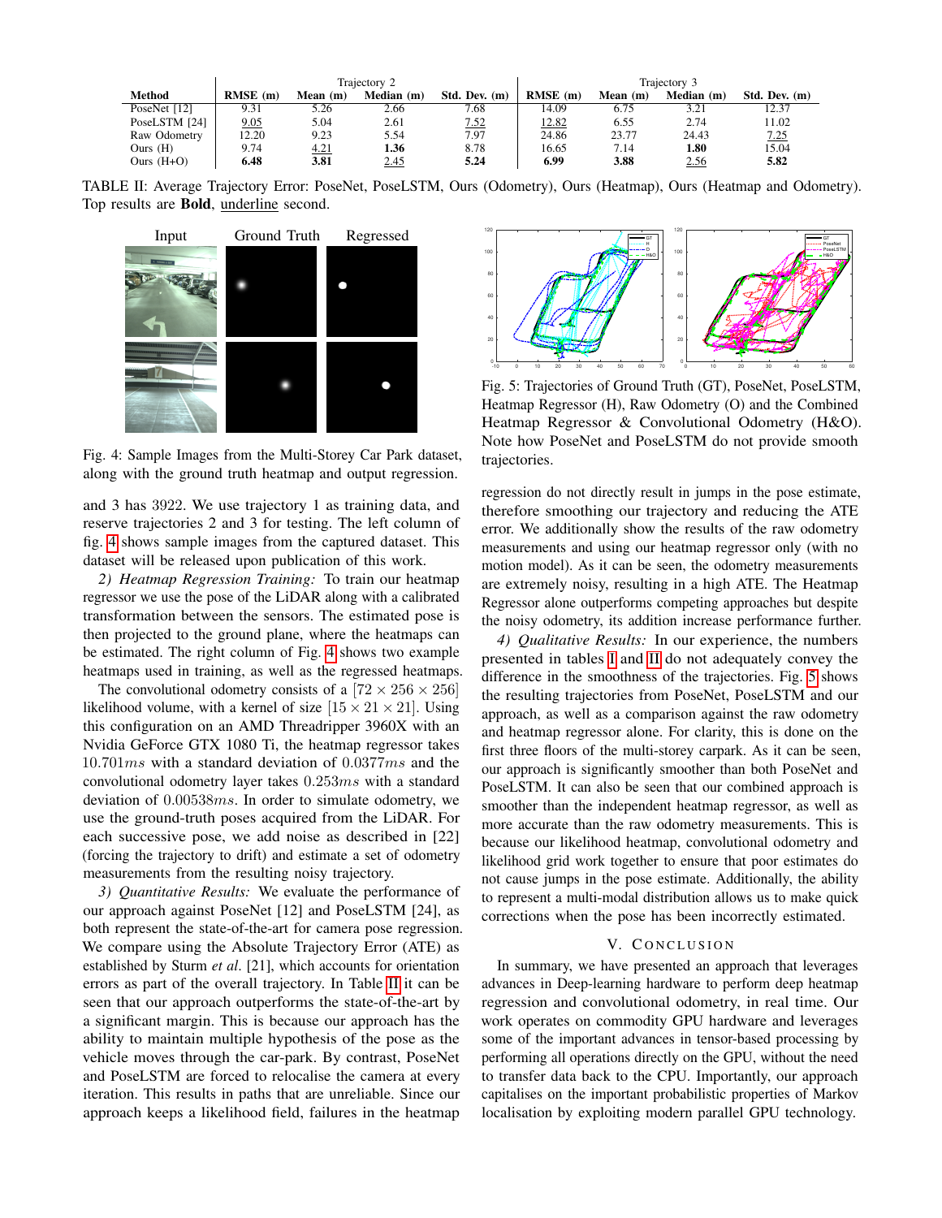| Method | Trajectory 2 | | | | Trajectory 3 | | | |
|---|---|---|---|---|---|---|---|---|
| | **RMSE (m)** | **Mean (m)** | **Median (m)** | **Std. Dev. (m)** | **RMSE (m)** | **Mean (m)** | **Median (m)** | **Std. Dev. (m)** |
| PoseNet [12] | 9.31 | 5.26 | 2.66 | 7.68 | 14.09 | 6.75 | 3.21 | 12.37 |
| PoseLSTM [24] | <u>9.05</u> | 5.04 | 2.61 | <u>7.52</u> | <u>12.82</u> | 6.55 | 2.74 | 11.02 |
| Raw Odometry | 12.20 | 9.23 | 5.54 | 7.97 | 24.86 | 23.77 | 24.43 | <u>7.25</u> |
| Ours (H) | 9.74 | <u>4.21</u> | **1.36** | 8.78 | 16.65 | 7.14 | **1.80** | 15.04 |
| Ours (H+O) | **6.48** | **3.81** | <u>2.45</u> | **5.24** | **6.99** | **3.88** | <u>2.56</u> | **5.82** |

TABLE II: Average Trajectory Error: PoseNet, PoseLSTM, Ours (Odometry), Ours (Heatmap), Ours (Heatmap and Odometry). Top results are **Bold**, <u>underline</u> second.

Fig. 4: Sample Images from the Multi-Storey Car Park dataset, along with the ground truth heatmap and output regression.

Fig. 5: Trajectories of Ground Truth (GT), PoseNet, PoseLSTM, Heatmap Regressor (H), Raw Odometry (O) and the Combined Heatmap Regressor & Convolutional Odometry (H&O). Note how PoseNet and PoseLSTM do not provide smooth trajectories.

and 3 has 3922. We use trajectory 1 as training data, and reserve trajectories 2 and 3 for testing. The left column of fig. 4 shows sample images from the captured dataset. This dataset will be released upon publication of this work.

*2) Heatmap Regression Training:* To train our heatmap regressor we use the pose of the LiDAR along with a calibrated transformation between the sensors. The estimated pose is then projected to the ground plane, where the heatmaps can be estimated. The right column of Fig. 4 shows two example heatmaps used in training, as well as the regressed heatmaps.

The convolutional odometry consists of a $[72 \times 256 \times 256]$ likelihood volume, with a kernel of size $[15 \times 21 \times 21]$. Using this configuration on an AMD Threadripper 3960X with an Nvidia GeForce GTX 1080 Ti, the heatmap regressor takes $10.701ms$ with a standard deviation of $0.0377ms$ and the convolutional odometry layer takes $0.253ms$ with a standard deviation of $0.00538ms$. In order to simulate odometry, we use the ground-truth poses acquired from the LiDAR. For each successive pose, we add noise as described in [22] (forcing the trajectory to drift) and estimate a set of odometry measurements from the resulting noisy trajectory.

*3) Quantitative Results:* We evaluate the performance of our approach against PoseNet [12] and PoseLSTM [24], as both represent the state-of-the-art for camera pose regression. We compare using the Absolute Trajectory Error (ATE) as established by Sturm *et al*. [21], which accounts for orientation errors as part of the overall trajectory. In Table II it can be seen that our approach outperforms the state-of-the-art by a significant margin. This is because our approach has the ability to maintain multiple hypothesis of the pose as the vehicle moves through the car-park. By contrast, PoseNet and PoseLSTM are forced to relocalise the camera at every iteration. This results in paths that are unreliable. Since our approach keeps a likelihood field, failures in the heatmap regression do not directly result in jumps in the pose estimate, therefore smoothing our trajectory and reducing the ATE error. We additionally show the results of the raw odometry measurements and using our heatmap regressor only (with no motion model). As it can be seen, the odometry measurements are extremely noisy, resulting in a high ATE. The Heatmap Regressor alone outperforms competing approaches but despite the noisy odometry, its addition increase performance further.

*4) Qualitative Results:* In our experience, the numbers presented in tables I and II do not adequately convey the difference in the smoothness of the trajectories. Fig. 5 shows the resulting trajectories from PoseNet, PoseLSTM and our approach, as well as a comparison against the raw odometry and heatmap regressor alone. For clarity, this is done on the first three floors of the multi-storey carpark. As it can be seen, our approach is significantly smoother than both PoseNet and PoseLSTM. It can also be seen that our combined approach is smoother than the independent heatmap regressor, as well as more accurate than the raw odometry measurements. This is because our likelihood heatmap, convolutional odometry and likelihood grid work together to ensure that poor estimates do not cause jumps in the pose estimate. Additionally, the ability to represent a multi-modal distribution allows us to make quick corrections when the pose has been incorrectly estimated.

## V. Conclusion

In summary, we have presented an approach that leverages advances in Deep-learning hardware to perform deep heatmap regression and convolutional odometry, in real time. Our work operates on commodity GPU hardware and leverages some of the important advances in tensor-based processing by performing all operations directly on the GPU, without the need to transfer data back to the CPU. Importantly, our approach capitalises on the important probabilistic properties of Markov localisation by exploiting modern parallel GPU technology.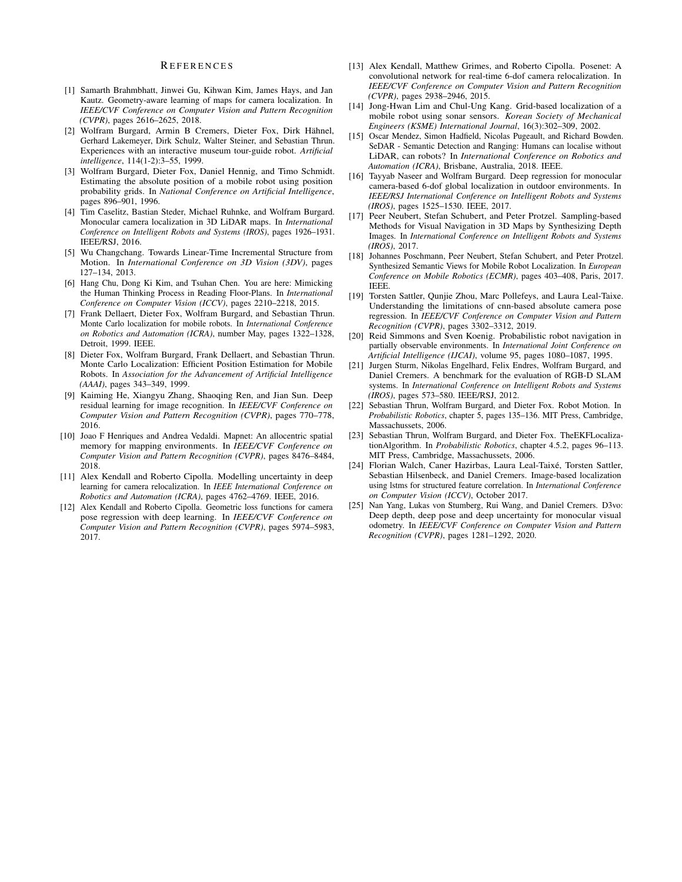# References

[1] Samarth Brahmbhatt, Jinwei Gu, Kihwan Kim, James Hays, and Jan Kautz. Geometry-aware learning of maps for camera localization. In *IEEE/CVF Conference on Computer Vision and Pattern Recognition (CVPR)*, pages 2616–2625, 2018.

[2] Wolfram Burgard, Armin B Cremers, Dieter Fox, Dirk Hähnel, Gerhard Lakemeyer, Dirk Schulz, Walter Steiner, and Sebastian Thrun. Experiences with an interactive museum tour-guide robot. *Artificial intelligence*, 114(1-2):3–55, 1999.

[3] Wolfram Burgard, Dieter Fox, Daniel Hennig, and Timo Schmidt. Estimating the absolute position of a mobile robot using position probability grids. In *National Conference on Artificial Intelligence*, pages 896–901, 1996.

[4] Tim Caselitz, Bastian Steder, Michael Ruhnke, and Wolfram Burgard. Monocular camera localization in 3D LiDAR maps. In *International Conference on Intelligent Robots and Systems (IROS)*, pages 1926–1931. IEEE/RSJ, 2016.

[5] Wu Changchang. Towards Linear-Time Incremental Structure from Motion. In *International Conference on 3D Vision (3DV)*, pages 127–134, 2013.

[6] Hang Chu, Dong Ki Kim, and Tsuhan Chen. You are here: Mimicking the Human Thinking Process in Reading Floor-Plans. In *International Conference on Computer Vision (ICCV)*, pages 2210–2218, 2015.

[7] Frank Dellaert, Dieter Fox, Wolfram Burgard, and Sebastian Thrun. Monte Carlo localization for mobile robots. In *International Conference on Robotics and Automation (ICRA)*, number May, pages 1322–1328, Detroit, 1999. IEEE.

[8] Dieter Fox, Wolfram Burgard, Frank Dellaert, and Sebastian Thrun. Monte Carlo Localization: Efficient Position Estimation for Mobile Robots. In *Association for the Advancement of Artificial Intelligence (AAAI)*, pages 343–349, 1999.

[9] Kaiming He, Xiangyu Zhang, Shaoqing Ren, and Jian Sun. Deep residual learning for image recognition. In *IEEE/CVF Conference on Computer Vision and Pattern Recognition (CVPR)*, pages 770–778, 2016.

[10] Joao F Henriques and Andrea Vedaldi. Mapnet: An allocentric spatial memory for mapping environments. In *IEEE/CVF Conference on Computer Vision and Pattern Recognition (CVPR)*, pages 8476–8484, 2018.

[11] Alex Kendall and Roberto Cipolla. Modelling uncertainty in deep learning for camera relocalization. In *IEEE International Conference on Robotics and Automation (ICRA)*, pages 4762–4769. IEEE, 2016.

[12] Alex Kendall and Roberto Cipolla. Geometric loss functions for camera pose regression with deep learning. In *IEEE/CVF Conference on Computer Vision and Pattern Recognition (CVPR)*, pages 5974–5983, 2017.

[13] Alex Kendall, Matthew Grimes, and Roberto Cipolla. Posenet: A convolutional network for real-time 6-dof camera relocalization. In *IEEE/CVF Conference on Computer Vision and Pattern Recognition (CVPR)*, pages 2938–2946, 2015.

[14] Jong-Hwan Lim and Chul-Ung Kang. Grid-based localization of a mobile robot using sonar sensors. *Korean Society of Mechanical Engineers (KSME) International Journal*, 16(3):302–309, 2002.

[15] Oscar Mendez, Simon Hadfield, Nicolas Pugeault, and Richard Bowden. SeDAR - Semantic Detection and Ranging: Humans can localise without LiDAR, can robots? In *International Conference on Robotics and Automation (ICRA)*, Brisbane, Australia, 2018. IEEE.

[16] Tayyab Naseer and Wolfram Burgard. Deep regression for monocular camera-based 6-dof global localization in outdoor environments. In *IEEE/RSJ International Conference on Intelligent Robots and Systems (IROS)*, pages 1525–1530. IEEE, 2017.

[17] Peer Neubert, Stefan Schubert, and Peter Protzel. Sampling-based Methods for Visual Navigation in 3D Maps by Synthesizing Depth Images. In *International Conference on Intelligent Robots and Systems (IROS)*, 2017.

[18] Johannes Poschmann, Peer Neubert, Stefan Schubert, and Peter Protzel. Synthesized Semantic Views for Mobile Robot Localization. In *European Conference on Mobile Robotics (ECMR)*, pages 403–408, Paris, 2017. IEEE.

[19] Torsten Sattler, Qunjie Zhou, Marc Pollefeys, and Laura Leal-Taixe. Understanding the limitations of cnn-based absolute camera pose regression. In *IEEE/CVF Conference on Computer Vision and Pattern Recognition (CVPR)*, pages 3302–3312, 2019.

[20] Reid Simmons and Sven Koenig. Probabilistic robot navigation in partially observable environments. In *International Joint Conference on Artificial Intelligence (IJCAI)*, volume 95, pages 1080–1087, 1995.

[21] Jurgen Sturm, Nikolas Engelhard, Felix Endres, Wolfram Burgard, and Daniel Cremers. A benchmark for the evaluation of RGB-D SLAM systems. In *International Conference on Intelligent Robots and Systems (IROS)*, pages 573–580. IEEE/RSJ, 2012.

[22] Sebastian Thrun, Wolfram Burgard, and Dieter Fox. Robot Motion. In *Probabilistic Robotics*, chapter 5, pages 135–136. MIT Press, Cambridge, Massachussets, 2006.

[23] Sebastian Thrun, Wolfram Burgard, and Dieter Fox. TheEKFLocalizationAlgorithm. In *Probabilistic Robotics*, chapter 4.5.2, pages 96–113. MIT Press, Cambridge, Massachussets, 2006.

[24] Florian Walch, Caner Hazirbas, Laura Leal-Taixé, Torsten Sattler, Sebastian Hilsenbeck, and Daniel Cremers. Image-based localization using lstms for structured feature correlation. In *International Conference on Computer Vision (ICCV)*, October 2017.

[25] Nan Yang, Lukas von Stumberg, Rui Wang, and Daniel Cremers. D3vo: Deep depth, deep pose and deep uncertainty for monocular visual odometry. In *IEEE/CVF Conference on Computer Vision and Pattern Recognition (CVPR)*, pages 1281–1292, 2020.